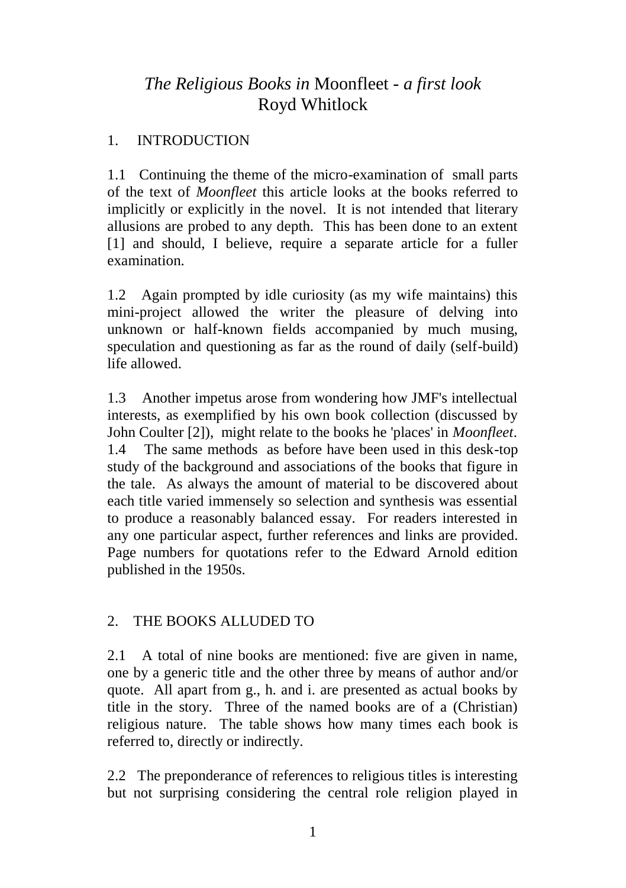# *The Religious Books in* Moonfleet - *a first look*

Royd Whitlock

## 1. INTRODUCTION

1.1 Continuing the theme of the micro-examination of small parts of the text of *Moonfleet* this article looks at the books referred to implicitly or explicitly in the novel. It is not intended that literary allusions are probed to any depth. This has been done to an extent [1] and should, I believe, require a separate article for a fuller examination.

1.2 Again prompted by idle curiosity (as my wife maintains) this mini-project allowed the writer the pleasure of delving into unknown or half-known fields accompanied by much musing, speculation and questioning as far as the round of daily (self-build) life allowed.

1.3 Another impetus arose from wondering how JMF's intellectual interests, as exemplified by his own book collection (discussed by John Coulter [2]), might relate to the books he 'places' in *Moonfleet*.

1.4 The same methods as before have been used in this desk-top study of the background and associations of the books that figure in the tale. As always the amount of material to be discovered about each title varied immensely so selection and synthesis was essential to produce a reasonably balanced essay. For readers interested in any one particular aspect, further references and links are provided. Page numbers for quotations refer to the Edward Arnold edition published in the 1950s.

## 2. THE BOOKS ALLUDED TO

2.1 A total of nine books are mentioned: five are given in name, one by a generic title and the other three by means of author and/or quote. All apart from g., h. and i. are presented as actual books by title in the story. Three of the named books are of a (Christian) religious nature. The table shows how many times each book is referred to, directly or indirectly.

2.2 The preponderance of references to religious titles is interesting but not surprising considering the central role religion played in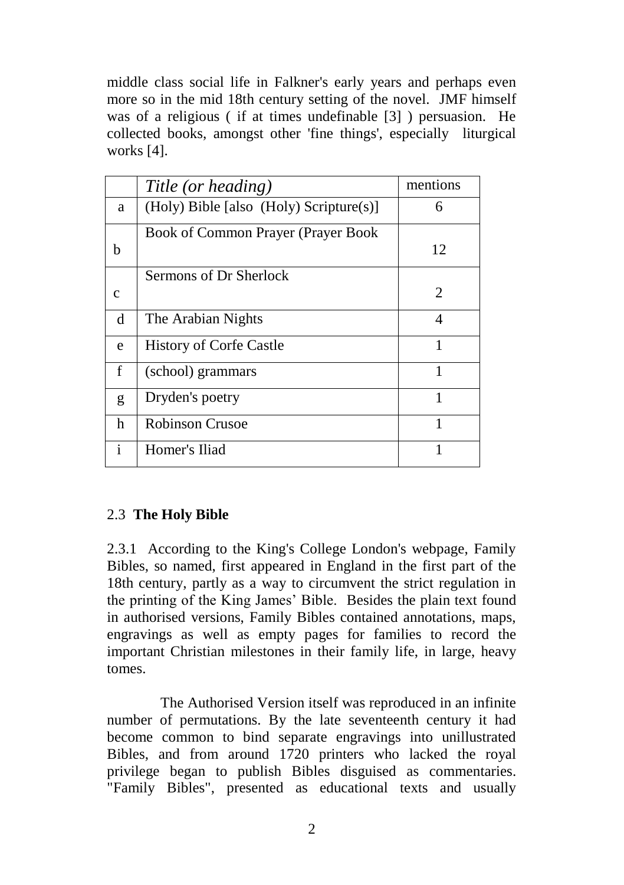middle class social life in Falkner's early years and perhaps even more so in the mid 18th century setting of the novel. JMF himself was of a religious ( if at times undefinable [3] ) persuasion. He collected books, amongst other 'fine things', especially liturgical works [4].

| | *Title (or heading)* | mentions |
|---|---|---|
| a | (Holy) Bible [also (Holy) Scripture(s)] | 6 |
| b | Book of Common Prayer (Prayer Book | 12 |
| c | Sermons of Dr Sherlock | 2 |
| d | The Arabian Nights | 4 |
| e | History of Corfe Castle | 1 |
| f | (school) grammars | 1 |
| g | Dryden's poetry | 1 |
| h | Robinson Crusoe | 1 |
| i | Homer's Iliad | 1 |

### 2.3 **The Holy Bible**

2.3.1 According to the King's College London's webpage, Family Bibles, so named, first appeared in England in the first part of the 18th century, partly as a way to circumvent the strict regulation in the printing of the King James' Bible. Besides the plain text found in authorised versions, Family Bibles contained annotations, maps, engravings as well as empty pages for families to record the important Christian milestones in their family life, in large, heavy tomes.

The Authorised Version itself was reproduced in an infinite number of permutations. By the late seventeenth century it had become common to bind separate engravings into unillustrated Bibles, and from around 1720 printers who lacked the royal privilege began to publish Bibles disguised as commentaries. "Family Bibles", presented as educational texts and usually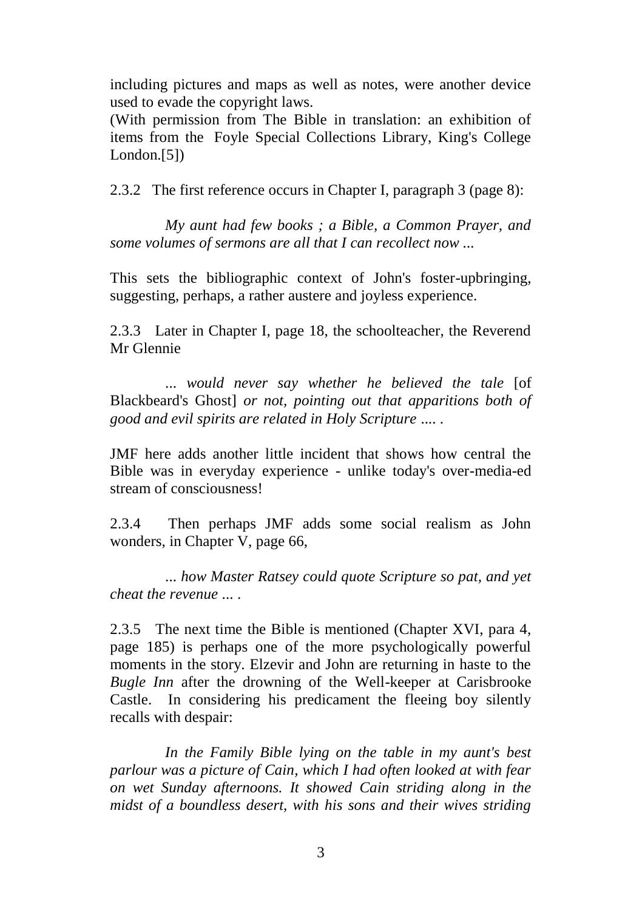including pictures and maps as well as notes, were another device used to evade the copyright laws.
(With permission from The Bible in translation: an exhibition of items from the Foyle Special Collections Library, King's College London.[5])

2.3.2 The first reference occurs in Chapter I, paragraph 3 (page 8):

*My aunt had few books ; a Bible, a Common Prayer, and some volumes of sermons are all that I can recollect now ...*

This sets the bibliographic context of John's foster-upbringing, suggesting, perhaps, a rather austere and joyless experience.

2.3.3 Later in Chapter I, page 18, the schoolteacher, the Reverend Mr Glennie

*... would never say whether he believed the tale* [of Blackbeard's Ghost] *or not, pointing out that apparitions both of good and evil spirits are related in Holy Scripture ....* .

JMF here adds another little incident that shows how central the Bible was in everyday experience - unlike today's over-media-ed stream of consciousness!

2.3.4 Then perhaps JMF adds some social realism as John wonders, in Chapter V, page 66,

*... how Master Ratsey could quote Scripture so pat, and yet cheat the revenue ...* .

2.3.5 The next time the Bible is mentioned (Chapter XVI, para 4, page 185) is perhaps one of the more psychologically powerful moments in the story. Elzevir and John are returning in haste to the *Bugle Inn* after the drowning of the Well-keeper at Carisbrooke Castle. In considering his predicament the fleeing boy silently recalls with despair:

*In the Family Bible lying on the table in my aunt's best parlour was a picture of Cain, which I had often looked at with fear on wet Sunday afternoons. It showed Cain striding along in the midst of a boundless desert, with his sons and their wives striding*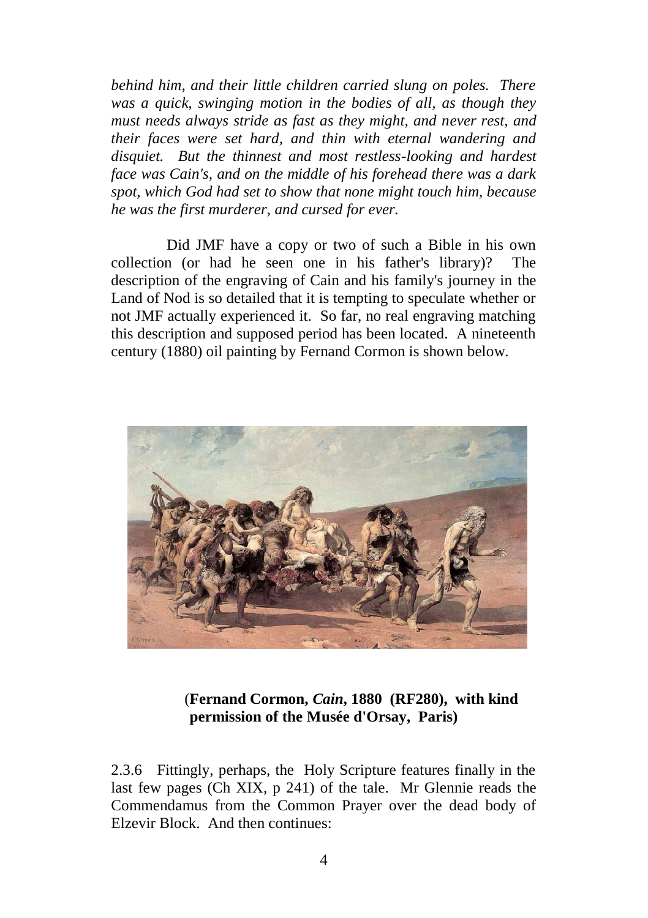*behind him, and their little children carried slung on poles. There was a quick, swinging motion in the bodies of all, as though they must needs always stride as fast as they might, and never rest, and their faces were set hard, and thin with eternal wandering and disquiet. But the thinnest and most restless-looking and hardest face was Cain's, and on the middle of his forehead there was a dark spot, which God had set to show that none might touch him, because he was the first murderer, and cursed for ever.*

Did JMF have a copy or two of such a Bible in his own collection (or had he seen one in his father's library)? The description of the engraving of Cain and his family's journey in the Land of Nod is so detailed that it is tempting to speculate whether or not JMF actually experienced it. So far, no real engraving matching this description and supposed period has been located. A nineteenth century (1880) oil painting by Fernand Cormon is shown below.

(**Fernand Cormon, *Cain*, 1880 (RF280), with kind permission of the Musée d'Orsay, Paris)**

2.3.6 Fittingly, perhaps, the Holy Scripture features finally in the last few pages (Ch XIX, p 241) of the tale. Mr Glennie reads the Commendamus from the Common Prayer over the dead body of Elzevir Block. And then continues: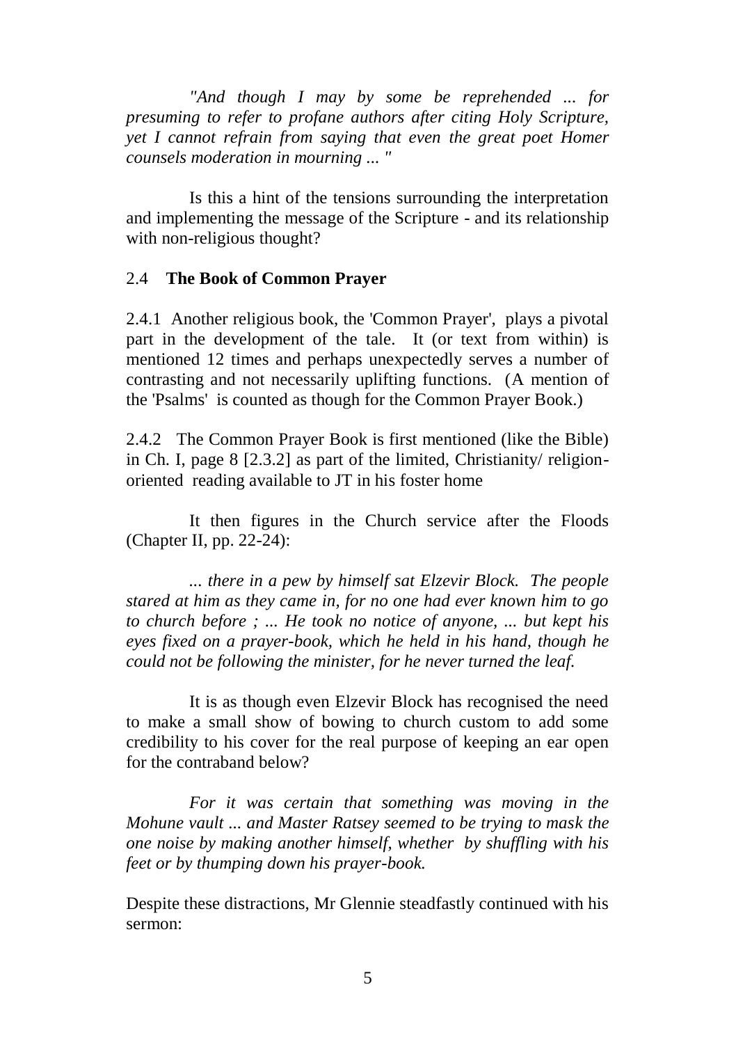*"And though I may by some be reprehended ... for presuming to refer to profane authors after citing Holy Scripture, yet I cannot refrain from saying that even the great poet Homer counsels moderation in mourning ... "*

Is this a hint of the tensions surrounding the interpretation and implementing the message of the Scripture - and its relationship with non-religious thought?

## 2.4 **The Book of Common Prayer**

2.4.1 Another religious book, the 'Common Prayer', plays a pivotal part in the development of the tale. It (or text from within) is mentioned 12 times and perhaps unexpectedly serves a number of contrasting and not necessarily uplifting functions. (A mention of the 'Psalms' is counted as though for the Common Prayer Book.)

2.4.2 The Common Prayer Book is first mentioned (like the Bible) in Ch. I, page 8 [2.3.2] as part of the limited, Christianity/ religion-oriented reading available to JT in his foster home

It then figures in the Church service after the Floods (Chapter II, pp. 22-24):

*... there in a pew by himself sat Elzevir Block. The people stared at him as they came in, for no one had ever known him to go to church before ; ... He took no notice of anyone, ... but kept his eyes fixed on a prayer-book, which he held in his hand, though he could not be following the minister, for he never turned the leaf.*

It is as though even Elzevir Block has recognised the need to make a small show of bowing to church custom to add some credibility to his cover for the real purpose of keeping an ear open for the contraband below?

*For it was certain that something was moving in the Mohune vault ... and Master Ratsey seemed to be trying to mask the one noise by making another himself, whether by shuffling with his feet or by thumping down his prayer-book.*

Despite these distractions, Mr Glennie steadfastly continued with his sermon: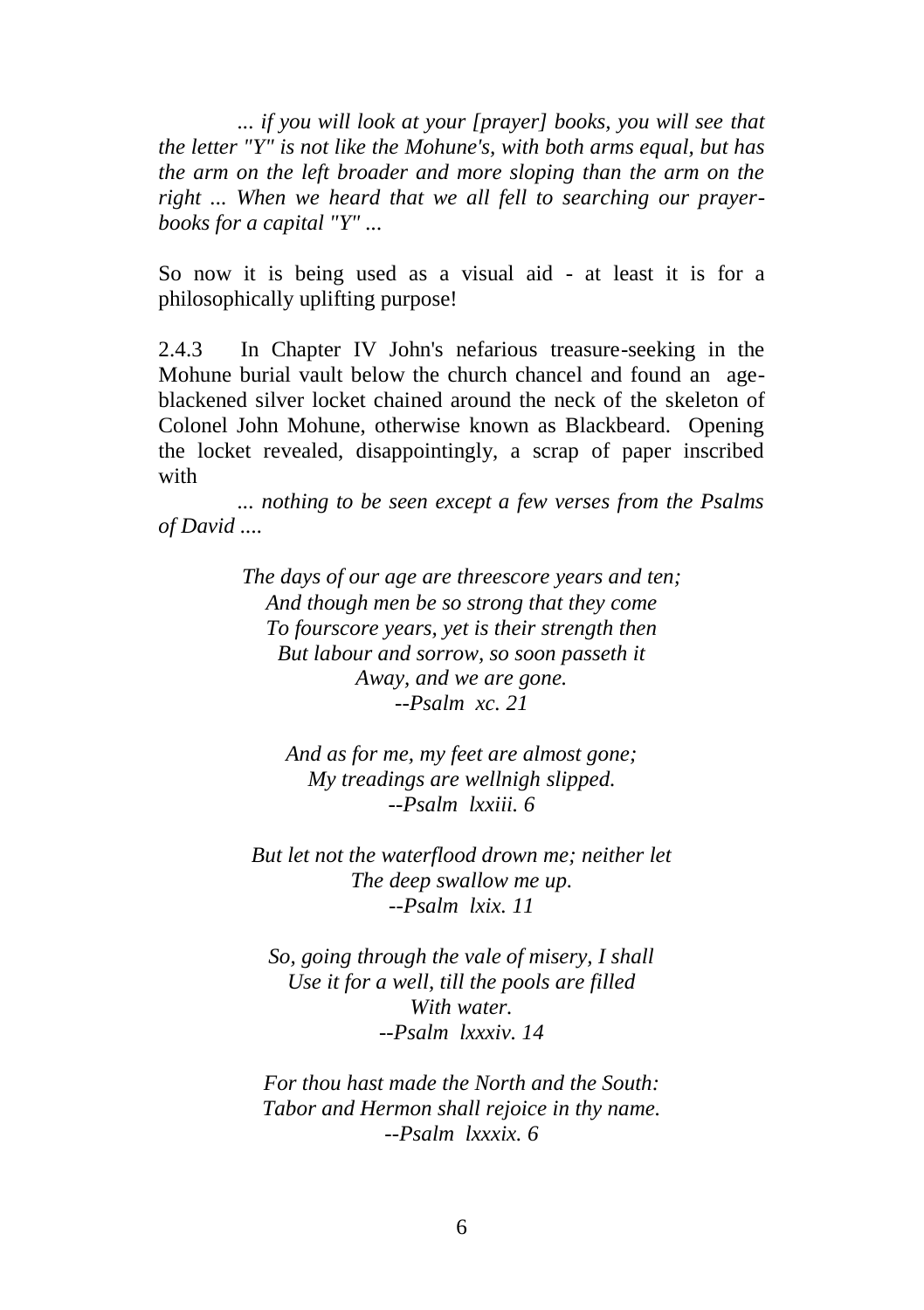*... if you will look at your [prayer] books, you will see that the letter "Y" is not like the Mohune's, with both arms equal, but has the arm on the left broader and more sloping than the arm on the right ... When we heard that we all fell to searching our prayer-books for a capital "Y" ...*

So now it is being used as a visual aid - at least it is for a philosophically uplifting purpose!

2.4.3 In Chapter IV John's nefarious treasure-seeking in the Mohune burial vault below the church chancel and found an age-blackened silver locket chained around the neck of the skeleton of Colonel John Mohune, otherwise known as Blackbeard. Opening the locket revealed, disappointingly, a scrap of paper inscribed with

*... nothing to be seen except a few verses from the Psalms of David ....*

*The days of our age are threescore years and ten;*
*And though men be so strong that they come*
*To fourscore years, yet is their strength then*
*But labour and sorrow, so soon passeth it*
*Away, and we are gone.*
*--Psalm xc. 21*

*And as for me, my feet are almost gone;*
*My treadings are wellnigh slipped.*
*--Psalm lxxiii. 6*

*But let not the waterflood drown me; neither let*
*The deep swallow me up.*
*--Psalm lxix. 11*

*So, going through the vale of misery, I shall*
*Use it for a well, till the pools are filled*
*With water.*
*--Psalm lxxxiv. 14*

*For thou hast made the North and the South:*
*Tabor and Hermon shall rejoice in thy name.*
*--Psalm lxxxix. 6*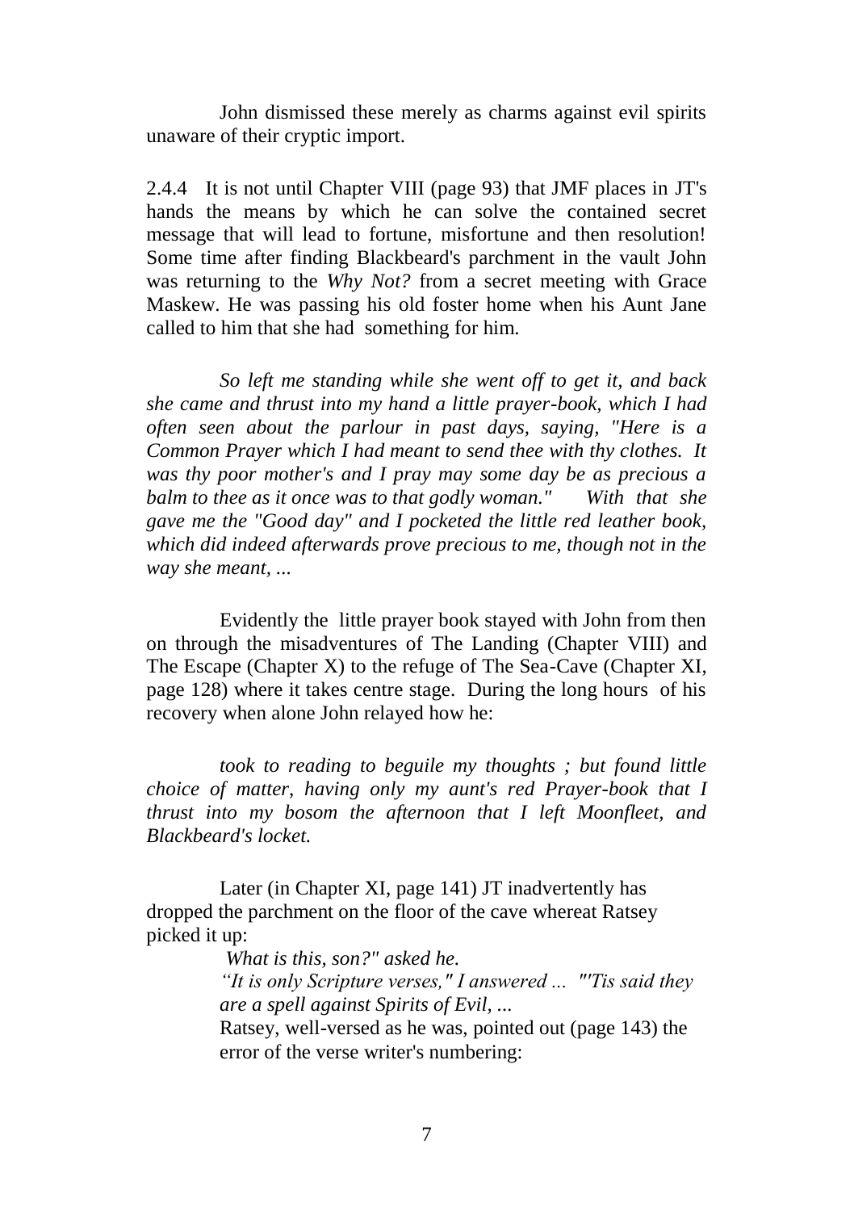John dismissed these merely as charms against evil spirits unaware of their cryptic import.

2.4.4 It is not until Chapter VIII (page 93) that JMF places in JT's hands the means by which he can solve the contained secret message that will lead to fortune, misfortune and then resolution! Some time after finding Blackbeard's parchment in the vault John was returning to the *Why Not?* from a secret meeting with Grace Maskew. He was passing his old foster home when his Aunt Jane called to him that she had something for him.

> *So left me standing while she went off to get it, and back she came and thrust into my hand a little prayer-book, which I had often seen about the parlour in past days, saying, "Here is a Common Prayer which I had meant to send thee with thy clothes. It was thy poor mother's and I pray may some day be as precious a balm to thee as it once was to that godly woman." With that she gave me the "Good day" and I pocketed the little red leather book, which did indeed afterwards prove precious to me, though not in the way she meant, ...*

Evidently the little prayer book stayed with John from then on through the misadventures of The Landing (Chapter VIII) and The Escape (Chapter X) to the refuge of The Sea-Cave (Chapter XI, page 128) where it takes centre stage. During the long hours of his recovery when alone John relayed how he:

> *took to reading to beguile my thoughts ; but found little choice of matter, having only my aunt's red Prayer-book that I thrust into my bosom the afternoon that I left Moonfleet, and Blackbeard's locket.*

Later (in Chapter XI, page 141) JT inadvertently has dropped the parchment on the floor of the cave whereat Ratsey picked it up:

> *What is this, son?" asked he.*
>
> *"It is only Scripture verses," I answered ... "'Tis said they are a spell against Spirits of Evil, ...*
>
> Ratsey, well-versed as he was, pointed out (page 143) the error of the verse writer's numbering: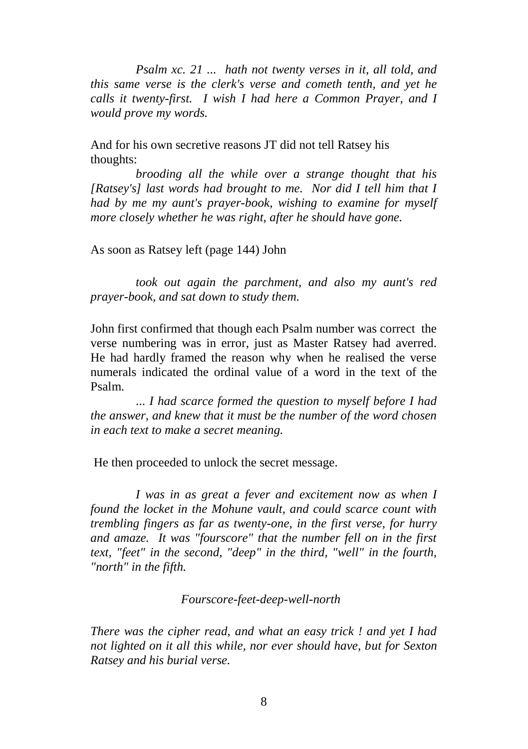*Psalm xc. 21 ... hath not twenty verses in it, all told, and this same verse is the clerk's verse and cometh tenth, and yet he calls it twenty-first. I wish I had here a Common Prayer, and I would prove my words.*

And for his own secretive reasons JT did not tell Ratsey his thoughts:

*brooding all the while over a strange thought that his [Ratsey's] last words had brought to me. Nor did I tell him that I had by me my aunt's prayer-book, wishing to examine for myself more closely whether he was right, after he should have gone.*

As soon as Ratsey left (page 144) John

*took out again the parchment, and also my aunt's red prayer-book, and sat down to study them.*

John first confirmed that though each Psalm number was correct the verse numbering was in error, just as Master Ratsey had averred. He had hardly framed the reason why when he realised the verse numerals indicated the ordinal value of a word in the text of the Psalm.

*... I had scarce formed the question to myself before I had the answer, and knew that it must be the number of the word chosen in each text to make a secret meaning.*

He then proceeded to unlock the secret message.

*I was in as great a fever and excitement now as when I found the locket in the Mohune vault, and could scarce count with trembling fingers as far as twenty-one, in the first verse, for hurry and amaze. It was "fourscore" that the number fell on in the first text, "feet" in the second, "deep" in the third, "well" in the fourth, "north" in the fifth.*

*Fourscore-feet-deep-well-north*

*There was the cipher read, and what an easy trick ! and yet I had not lighted on it all this while, nor ever should have, but for Sexton Ratsey and his burial verse.*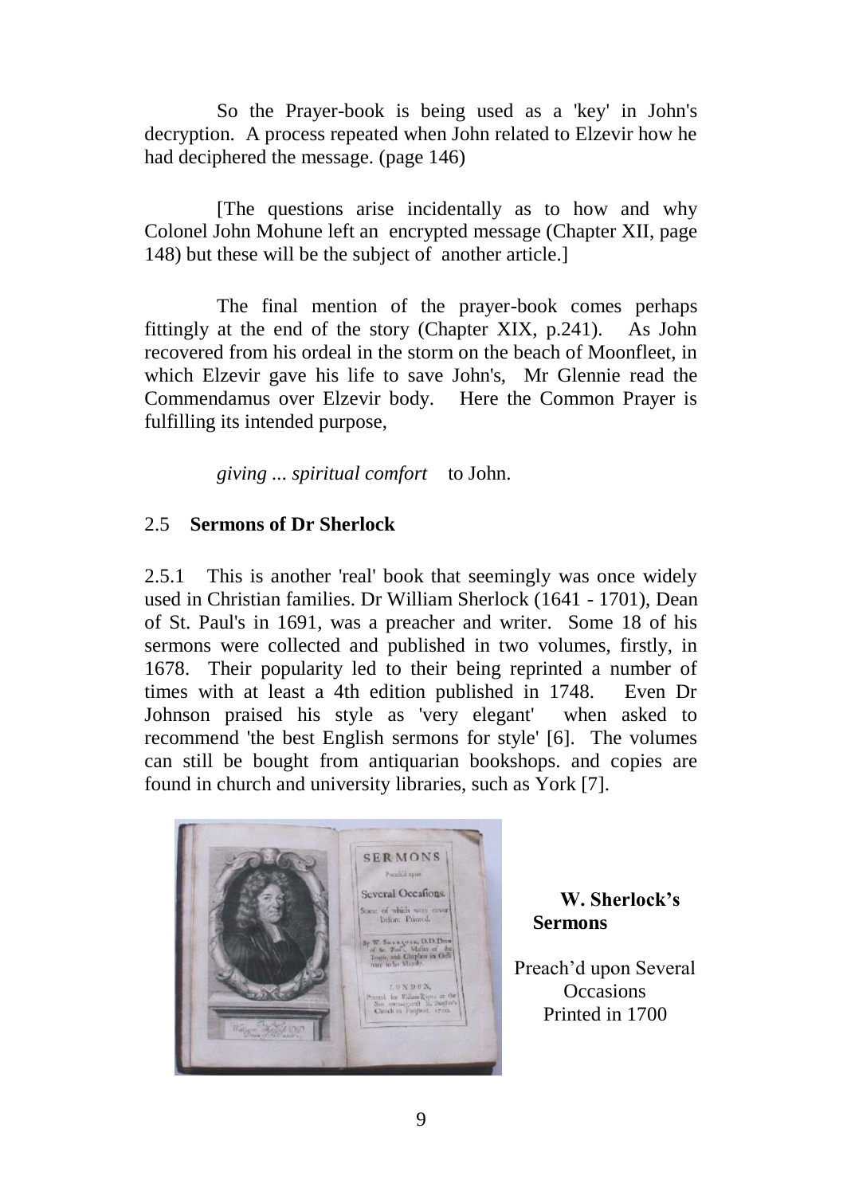So the Prayer-book is being used as a 'key' in John's decryption. A process repeated when John related to Elzevir how he had deciphered the message. (page 146)

[The questions arise incidentally as to how and why Colonel John Mohune left an encrypted message (Chapter XII, page 148) but these will be the subject of another article.]

The final mention of the prayer-book comes perhaps fittingly at the end of the story (Chapter XIX, p.241). As John recovered from his ordeal in the storm on the beach of Moonfleet, in which Elzevir gave his life to save John's, Mr Glennie read the Commendamus over Elzevir body. Here the Common Prayer is fulfilling its intended purpose,

*giving ... spiritual comfort* to John.

## 2.5 Sermons of Dr Sherlock

2.5.1 This is another 'real' book that seemingly was once widely used in Christian families. Dr William Sherlock (1641 - 1701), Dean of St. Paul's in 1691, was a preacher and writer. Some 18 of his sermons were collected and published in two volumes, firstly, in 1678. Their popularity led to their being reprinted a number of times with at least a 4th edition published in 1748. Even Dr Johnson praised his style as 'very elegant' when asked to recommend 'the best English sermons for style' [6]. The volumes can still be bought from antiquarian bookshops. and copies are found in church and university libraries, such as York [7].

**W. Sherlock's Sermons**

Preach'd upon Several Occasions
Printed in 1700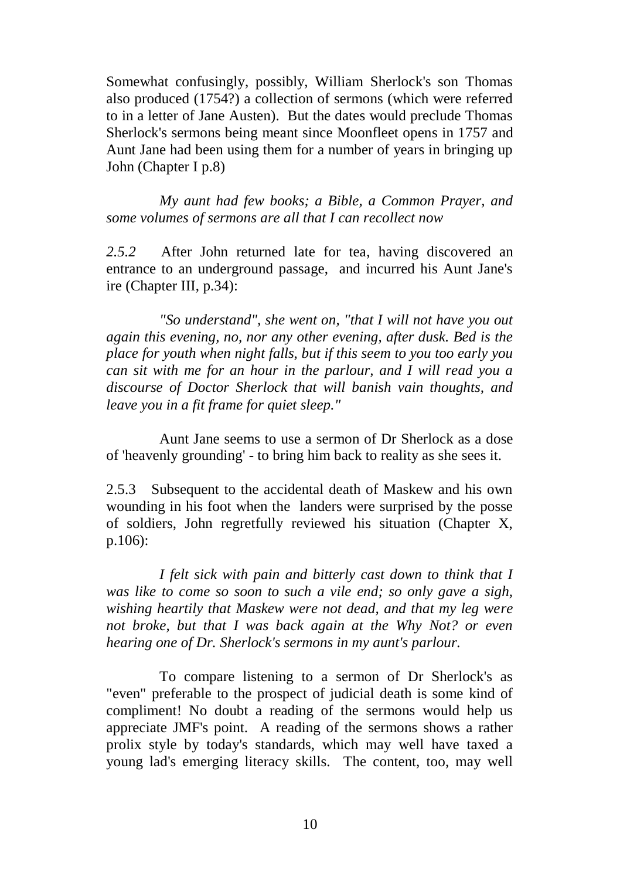Somewhat confusingly, possibly, William Sherlock's son Thomas also produced (1754?) a collection of sermons (which were referred to in a letter of Jane Austen). But the dates would preclude Thomas Sherlock's sermons being meant since Moonfleet opens in 1757 and Aunt Jane had been using them for a number of years in bringing up John (Chapter I p.8)

> *My aunt had few books; a Bible, a Common Prayer, and some volumes of sermons are all that I can recollect now*

*2.5.2* After John returned late for tea, having discovered an entrance to an underground passage, and incurred his Aunt Jane's ire (Chapter III, p.34):

> *"So understand", she went on, "that I will not have you out again this evening, no, nor any other evening, after dusk. Bed is the place for youth when night falls, but if this seem to you too early you can sit with me for an hour in the parlour, and I will read you a discourse of Doctor Sherlock that will banish vain thoughts, and leave you in a fit frame for quiet sleep."*

Aunt Jane seems to use a sermon of Dr Sherlock as a dose of 'heavenly grounding' - to bring him back to reality as she sees it.

2.5.3 Subsequent to the accidental death of Maskew and his own wounding in his foot when the landers were surprised by the posse of soldiers, John regretfully reviewed his situation (Chapter X, p.106):

> *I felt sick with pain and bitterly cast down to think that I was like to come so soon to such a vile end; so only gave a sigh, wishing heartily that Maskew were not dead, and that my leg were not broke, but that I was back again at the Why Not? or even hearing one of Dr. Sherlock's sermons in my aunt's parlour.*

To compare listening to a sermon of Dr Sherlock's as "even" preferable to the prospect of judicial death is some kind of compliment! No doubt a reading of the sermons would help us appreciate JMF's point. A reading of the sermons shows a rather prolix style by today's standards, which may well have taxed a young lad's emerging literacy skills. The content, too, may well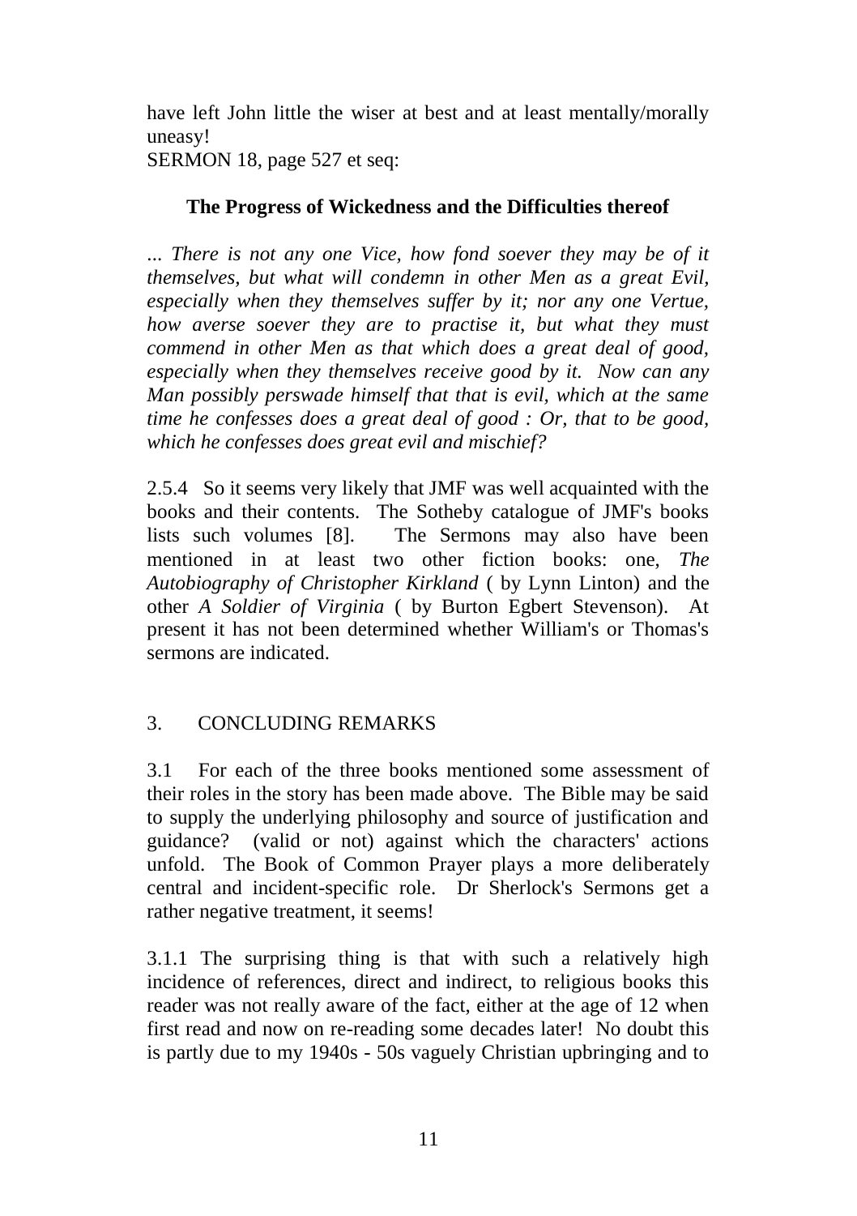have left John little the wiser at best and at least mentally/morally uneasy!
SERMON 18, page 527 et seq:

**The Progress of Wickedness and the Difficulties thereof**

*... There is not any one Vice, how fond soever they may be of it themselves, but what will condemn in other Men as a great Evil, especially when they themselves suffer by it; nor any one Vertue, how averse soever they are to practise it, but what they must commend in other Men as that which does a great deal of good, especially when they themselves receive good by it. Now can any Man possibly perswade himself that that is evil, which at the same time he confesses does a great deal of good : Or, that to be good, which he confesses does great evil and mischief?*

2.5.4 So it seems very likely that JMF was well acquainted with the books and their contents. The Sotheby catalogue of JMF's books lists such volumes [8]. The Sermons may also have been mentioned in at least two other fiction books: one, *The Autobiography of Christopher Kirkland* ( by Lynn Linton) and the other *A Soldier of Virginia* ( by Burton Egbert Stevenson). At present it has not been determined whether William's or Thomas's sermons are indicated.

## 3. CONCLUDING REMARKS

3.1 For each of the three books mentioned some assessment of their roles in the story has been made above. The Bible may be said to supply the underlying philosophy and source of justification and guidance? (valid or not) against which the characters' actions unfold. The Book of Common Prayer plays a more deliberately central and incident-specific role. Dr Sherlock's Sermons get a rather negative treatment, it seems!

3.1.1 The surprising thing is that with such a relatively high incidence of references, direct and indirect, to religious books this reader was not really aware of the fact, either at the age of 12 when first read and now on re-reading some decades later! No doubt this is partly due to my 1940s - 50s vaguely Christian upbringing and to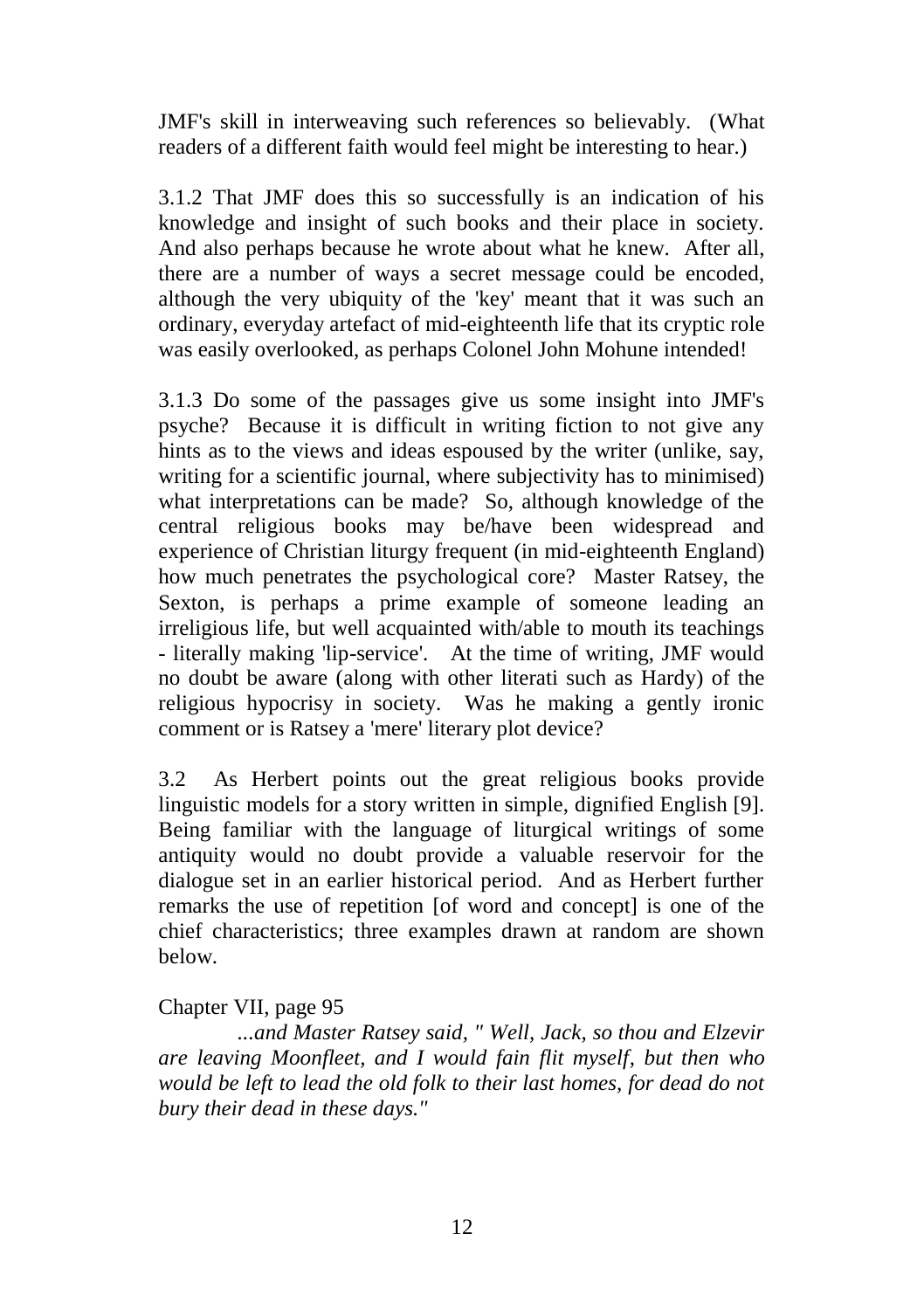JMF's skill in interweaving such references so believably. (What readers of a different faith would feel might be interesting to hear.)

3.1.2 That JMF does this so successfully is an indication of his knowledge and insight of such books and their place in society. And also perhaps because he wrote about what he knew. After all, there are a number of ways a secret message could be encoded, although the very ubiquity of the 'key' meant that it was such an ordinary, everyday artefact of mid-eighteenth life that its cryptic role was easily overlooked, as perhaps Colonel John Mohune intended!

3.1.3 Do some of the passages give us some insight into JMF's psyche? Because it is difficult in writing fiction to not give any hints as to the views and ideas espoused by the writer (unlike, say, writing for a scientific journal, where subjectivity has to minimised) what interpretations can be made? So, although knowledge of the central religious books may be/have been widespread and experience of Christian liturgy frequent (in mid-eighteenth England) how much penetrates the psychological core? Master Ratsey, the Sexton, is perhaps a prime example of someone leading an irreligious life, but well acquainted with/able to mouth its teachings - literally making 'lip-service'. At the time of writing, JMF would no doubt be aware (along with other literati such as Hardy) of the religious hypocrisy in society. Was he making a gently ironic comment or is Ratsey a 'mere' literary plot device?

3.2 As Herbert points out the great religious books provide linguistic models for a story written in simple, dignified English [9]. Being familiar with the language of liturgical writings of some antiquity would no doubt provide a valuable reservoir for the dialogue set in an earlier historical period. And as Herbert further remarks the use of repetition [of word and concept] is one of the chief characteristics; three examples drawn at random are shown below.

Chapter VII, page 95

*...and Master Ratsey said, " Well, Jack, so thou and Elzevir are leaving Moonfleet, and I would fain flit myself, but then who would be left to lead the old folk to their last homes, for dead do not bury their dead in these days."*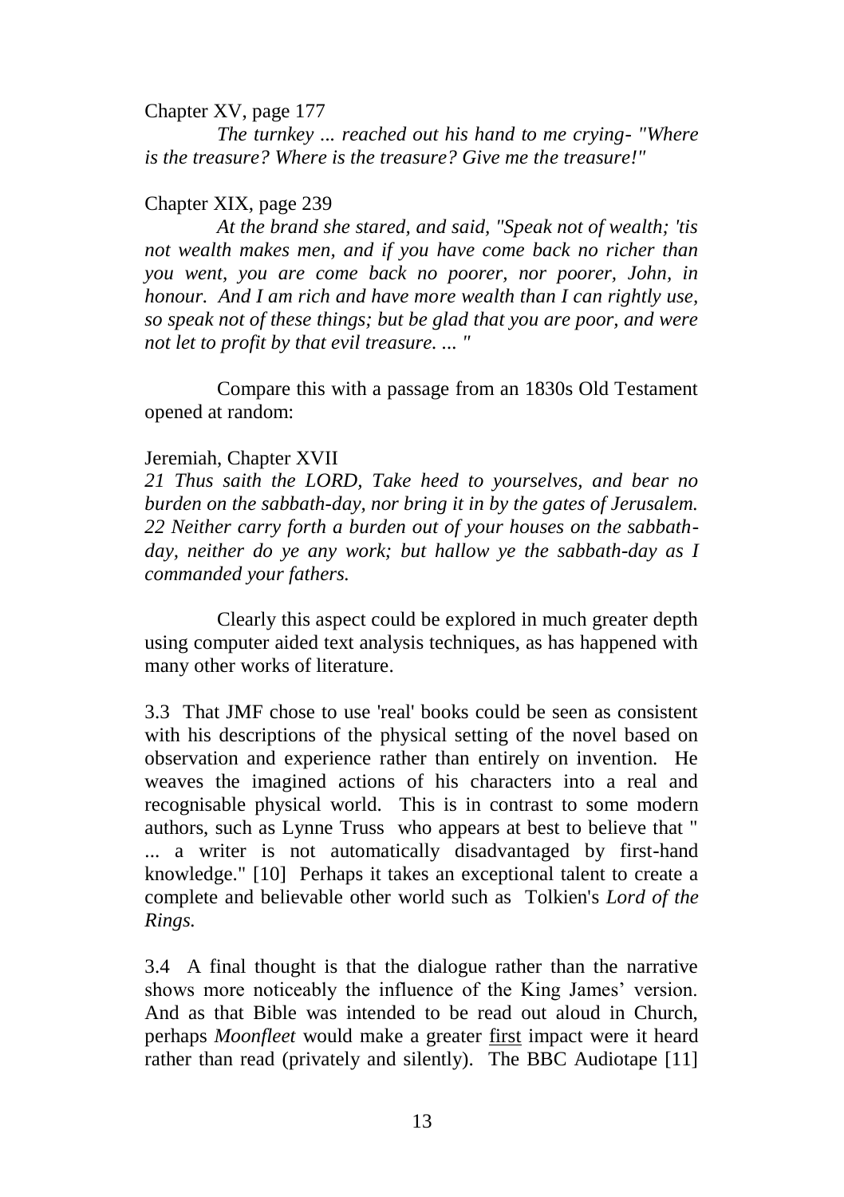Chapter XV, page 177

*The turnkey ... reached out his hand to me crying- "Where is the treasure? Where is the treasure? Give me the treasure!"*

Chapter XIX, page 239

*At the brand she stared, and said, "Speak not of wealth; 'tis not wealth makes men, and if you have come back no richer than you went, you are come back no poorer, nor poorer, John, in honour. And I am rich and have more wealth than I can rightly use, so speak not of these things; but be glad that you are poor, and were not let to profit by that evil treasure. ... "*

Compare this with a passage from an 1830s Old Testament opened at random:

Jeremiah, Chapter XVII

*21 Thus saith the LORD, Take heed to yourselves, and bear no burden on the sabbath-day, nor bring it in by the gates of Jerusalem. 22 Neither carry forth a burden out of your houses on the sabbath-day, neither do ye any work; but hallow ye the sabbath-day as I commanded your fathers.*

Clearly this aspect could be explored in much greater depth using computer aided text analysis techniques, as has happened with many other works of literature.

3.3 That JMF chose to use 'real' books could be seen as consistent with his descriptions of the physical setting of the novel based on observation and experience rather than entirely on invention. He weaves the imagined actions of his characters into a real and recognisable physical world. This is in contrast to some modern authors, such as Lynne Truss who appears at best to believe that " ... a writer is not automatically disadvantaged by first-hand knowledge." [10] Perhaps it takes an exceptional talent to create a complete and believable other world such as Tolkien's *Lord of the Rings.*

3.4 A final thought is that the dialogue rather than the narrative shows more noticeably the influence of the King James' version. And as that Bible was intended to be read out aloud in Church, perhaps *Moonfleet* would make a greater <u>first</u> impact were it heard rather than read (privately and silently). The BBC Audiotape [11]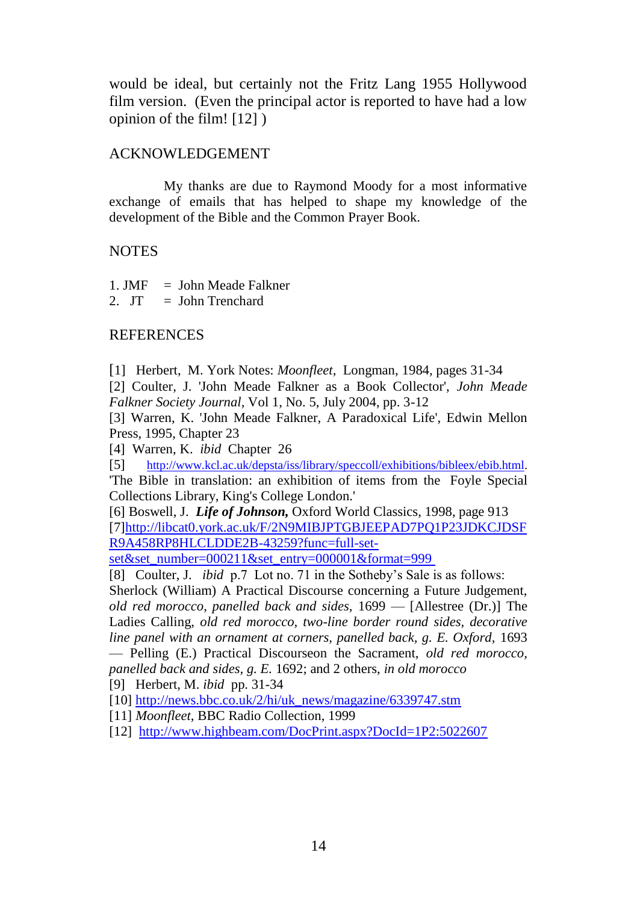would be ideal, but certainly not the Fritz Lang 1955 Hollywood film version. (Even the principal actor is reported to have had a low opinion of the film! [12] )

## ACKNOWLEDGEMENT

My thanks are due to Raymond Moody for a most informative exchange of emails that has helped to shape my knowledge of the development of the Bible and the Common Prayer Book.

## NOTES

1. JMF = John Meade Falkner
2. JT = John Trenchard

## REFERENCES

[1] Herbert, M. York Notes: *Moonfleet*, Longman, 1984, pages 31-34

[2] Coulter, J. 'John Meade Falkner as a Book Collector', *John Meade Falkner Society Journal*, Vol 1, No. 5, July 2004, pp. 3-12

[3] Warren, K. 'John Meade Falkner, A Paradoxical Life', Edwin Mellon Press, 1995, Chapter 23

[4] Warren, K. *ibid* Chapter 26

[5] http://www.kcl.ac.uk/depsta/iss/library/speccoll/exhibitions/bibleex/ebib.html. 'The Bible in translation: an exhibition of items from the Foyle Special Collections Library, King's College London.'

[6] Boswell, J. ***Life of Johnson,*** Oxford World Classics, 1998, page 913

[7]http://libcat0.york.ac.uk/F/2N9MIBJPTGBJEEPAD7PQ1P23JDKCJDSFR9A458RP8HLCLDDE2B-43259?func=full-set-set&set_number=000211&set_entry=000001&format=999

[8] Coulter, J. *ibid* p.7 Lot no. 71 in the Sotheby's Sale is as follows: Sherlock (William) A Practical Discourse concerning a Future Judgement, *old red morocco, panelled back and sides,* 1699 — [Allestree (Dr.)] The Ladies Calling, *old red morocco, two-line border round sides, decorative line panel with an ornament at corners, panelled back, g. E. Oxford,* 1693 — Pelling (E.) Practical Discourseon the Sacrament, *old red morocco, panelled back and sides, g. E.* 1692; and 2 others, *in old morocco*

[9] Herbert, M. *ibid* pp. 31-34

[10] http://news.bbc.co.uk/2/hi/uk_news/magazine/6339747.stm

[11] *Moonfleet,* BBC Radio Collection, 1999

[12] http://www.highbeam.com/DocPrint.aspx?DocId=1P2:5022607